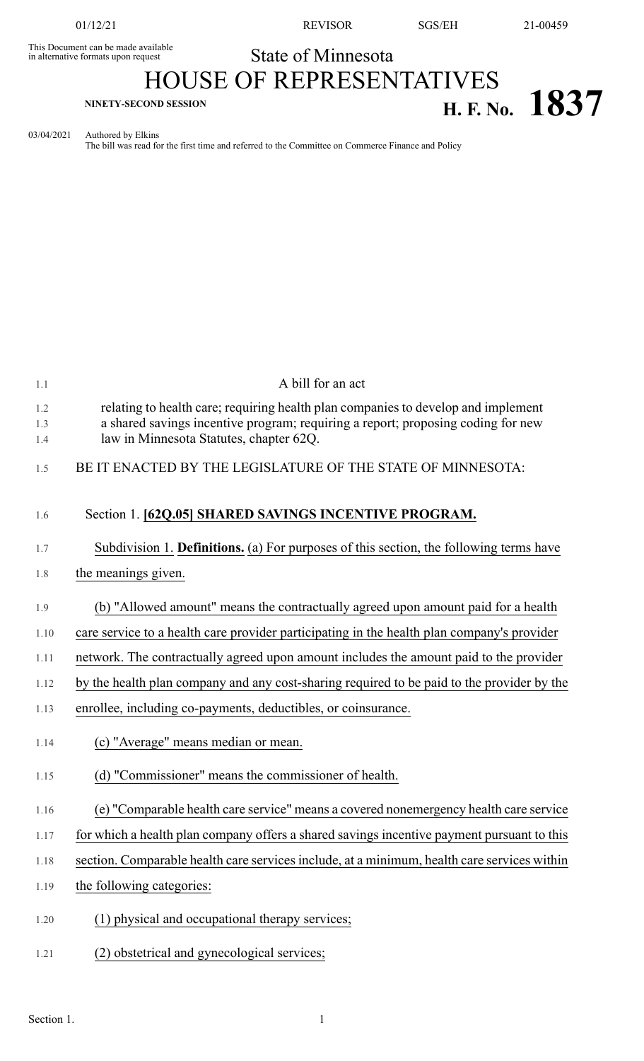This Document can be made available in alternative formats upon request

State of Minnesota

# HOUSE OF REPRESENTATIVES

**NINETY-SECOND SESSION**

**H. F. No. 1837**

03/04/2021 Authored by Elkins
The bill was read for the first time and referred to the Committee on Commerce Finance and Policy

A bill for an act

relating to health care; requiring health plan companies to develop and implement a shared savings incentive program; requiring a report; proposing coding for new law in Minnesota Statutes, chapter 62Q.

BE IT ENACTED BY THE LEGISLATURE OF THE STATE OF MINNESOTA:

Section 1. **[62Q.05] SHARED SAVINGS INCENTIVE PROGRAM.**

Subdivision 1. **Definitions.** (a) For purposes of this section, the following terms have the meanings given.

(b) "Allowed amount" means the contractually agreed upon amount paid for a health care service to a health care provider participating in the health plan company's provider network. The contractually agreed upon amount includes the amount paid to the provider by the health plan company and any cost-sharing required to be paid to the provider by the enrollee, including co-payments, deductibles, or coinsurance.

(c) "Average" means median or mean.

(d) "Commissioner" means the commissioner of health.

(e) "Comparable health care service" means a covered nonemergency health care service for which a health plan company offers a shared savings incentive payment pursuant to this section. Comparable health care services include, at a minimum, health care services within the following categories:

(1) physical and occupational therapy services;

(2) obstetrical and gynecological services;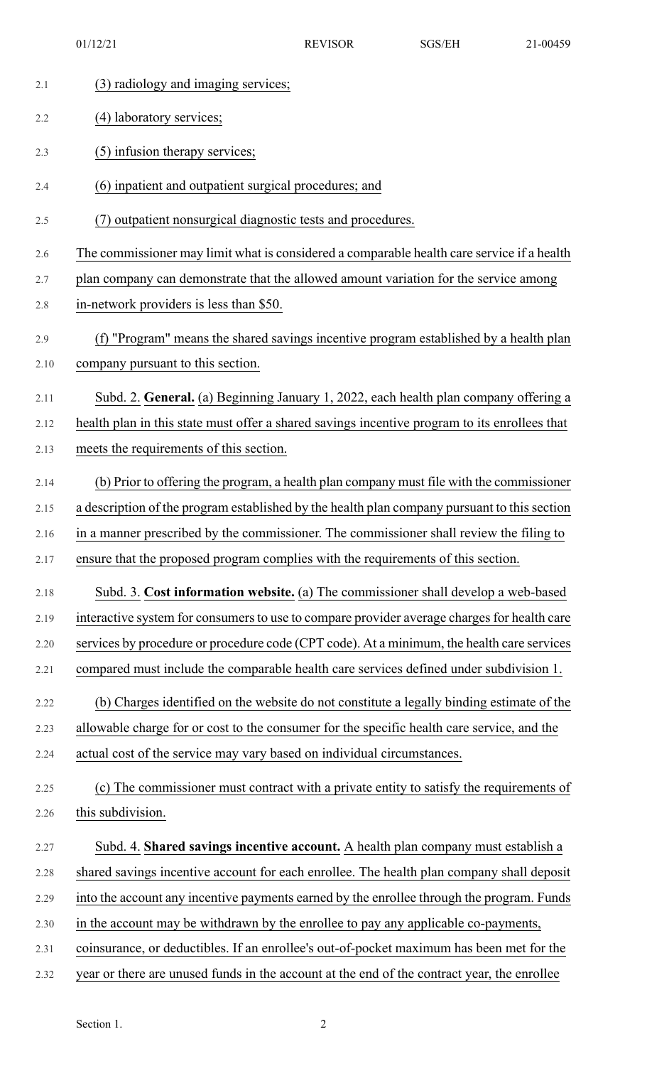(3) radiology and imaging services;

(4) laboratory services;

(5) infusion therapy services;

(6) inpatient and outpatient surgical procedures; and

(7) outpatient nonsurgical diagnostic tests and procedures.

The commissioner may limit what is considered a comparable health care service if a health plan company can demonstrate that the allowed amount variation for the service among in-network providers is less than $50.

(f) "Program" means the shared savings incentive program established by a health plan company pursuant to this section.

Subd. 2. **General.** (a) Beginning January 1, 2022, each health plan company offering a health plan in this state must offer a shared savings incentive program to its enrollees that meets the requirements of this section.

(b) Prior to offering the program, a health plan company must file with the commissioner a description of the program established by the health plan company pursuant to this section in a manner prescribed by the commissioner. The commissioner shall review the filing to ensure that the proposed program complies with the requirements of this section.

Subd. 3. **Cost information website.** (a) The commissioner shall develop a web-based interactive system for consumers to use to compare provider average charges for health care services by procedure or procedure code (CPT code). At a minimum, the health care services compared must include the comparable health care services defined under subdivision 1.

(b) Charges identified on the website do not constitute a legally binding estimate of the allowable charge for or cost to the consumer for the specific health care service, and the actual cost of the service may vary based on individual circumstances.

(c) The commissioner must contract with a private entity to satisfy the requirements of this subdivision.

Subd. 4. **Shared savings incentive account.** A health plan company must establish a shared savings incentive account for each enrollee. The health plan company shall deposit into the account any incentive payments earned by the enrollee through the program. Funds in the account may be withdrawn by the enrollee to pay any applicable co-payments, coinsurance, or deductibles. If an enrollee's out-of-pocket maximum has been met for the year or there are unused funds in the account at the end of the contract year, the enrollee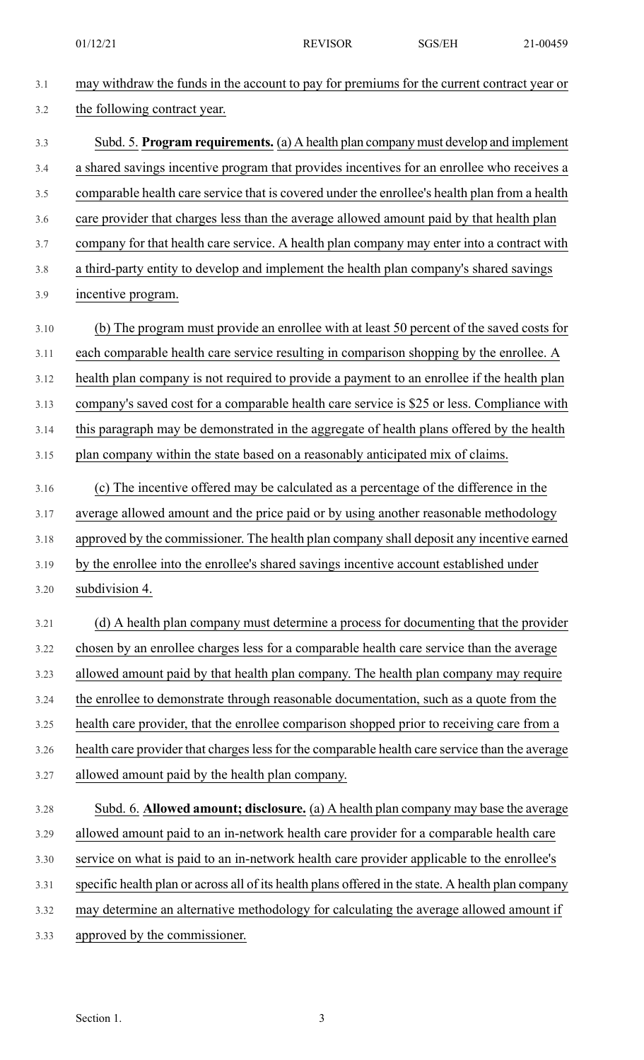may withdraw the funds in the account to pay for premiums for the current contract year or the following contract year.

Subd. 5. **Program requirements.** (a) A health plan company must develop and implement a shared savings incentive program that provides incentives for an enrollee who receives a comparable health care service that is covered under the enrollee's health plan from a health care provider that charges less than the average allowed amount paid by that health plan company for that health care service. A health plan company may enter into a contract with a third-party entity to develop and implement the health plan company's shared savings incentive program.

(b) The program must provide an enrollee with at least 50 percent of the saved costs for each comparable health care service resulting in comparison shopping by the enrollee. A health plan company is not required to provide a payment to an enrollee if the health plan company's saved cost for a comparable health care service is $25 or less. Compliance with this paragraph may be demonstrated in the aggregate of health plans offered by the health plan company within the state based on a reasonably anticipated mix of claims.

(c) The incentive offered may be calculated as a percentage of the difference in the average allowed amount and the price paid or by using another reasonable methodology approved by the commissioner. The health plan company shall deposit any incentive earned by the enrollee into the enrollee's shared savings incentive account established under subdivision 4.

(d) A health plan company must determine a process for documenting that the provider chosen by an enrollee charges less for a comparable health care service than the average allowed amount paid by that health plan company. The health plan company may require the enrollee to demonstrate through reasonable documentation, such as a quote from the health care provider, that the enrollee comparison shopped prior to receiving care from a health care provider that charges less for the comparable health care service than the average allowed amount paid by the health plan company.

Subd. 6. **Allowed amount; disclosure.** (a) A health plan company may base the average allowed amount paid to an in-network health care provider for a comparable health care service on what is paid to an in-network health care provider applicable to the enrollee's specific health plan or across all of its health plans offered in the state. A health plan company may determine an alternative methodology for calculating the average allowed amount if approved by the commissioner.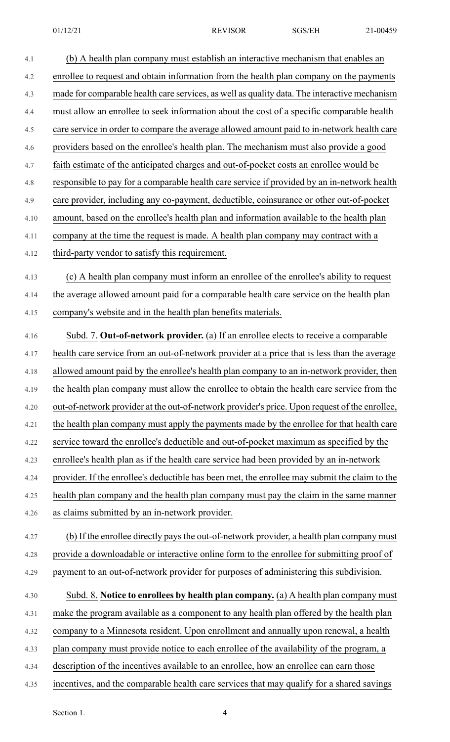(b) A health plan company must establish an interactive mechanism that enables an enrollee to request and obtain information from the health plan company on the payments made for comparable health care services, as well as quality data. The interactive mechanism must allow an enrollee to seek information about the cost of a specific comparable health care service in order to compare the average allowed amount paid to in-network health care providers based on the enrollee's health plan. The mechanism must also provide a good faith estimate of the anticipated charges and out-of-pocket costs an enrollee would be responsible to pay for a comparable health care service if provided by an in-network health care provider, including any co-payment, deductible, coinsurance or other out-of-pocket amount, based on the enrollee's health plan and information available to the health plan company at the time the request is made. A health plan company may contract with a third-party vendor to satisfy this requirement.

(c) A health plan company must inform an enrollee of the enrollee's ability to request the average allowed amount paid for a comparable health care service on the health plan company's website and in the health plan benefits materials.

Subd. 7. **Out-of-network provider.** (a) If an enrollee elects to receive a comparable health care service from an out-of-network provider at a price that is less than the average allowed amount paid by the enrollee's health plan company to an in-network provider, then the health plan company must allow the enrollee to obtain the health care service from the out-of-network provider at the out-of-network provider's price. Upon request of the enrollee, the health plan company must apply the payments made by the enrollee for that health care service toward the enrollee's deductible and out-of-pocket maximum as specified by the enrollee's health plan as if the health care service had been provided by an in-network provider. If the enrollee's deductible has been met, the enrollee may submit the claim to the health plan company and the health plan company must pay the claim in the same manner as claims submitted by an in-network provider.

(b) If the enrollee directly pays the out-of-network provider, a health plan company must provide a downloadable or interactive online form to the enrollee for submitting proof of payment to an out-of-network provider for purposes of administering this subdivision.

Subd. 8. **Notice to enrollees by health plan company.** (a) A health plan company must make the program available as a component to any health plan offered by the health plan company to a Minnesota resident. Upon enrollment and annually upon renewal, a health plan company must provide notice to each enrollee of the availability of the program, a description of the incentives available to an enrollee, how an enrollee can earn those incentives, and the comparable health care services that may qualify for a shared savings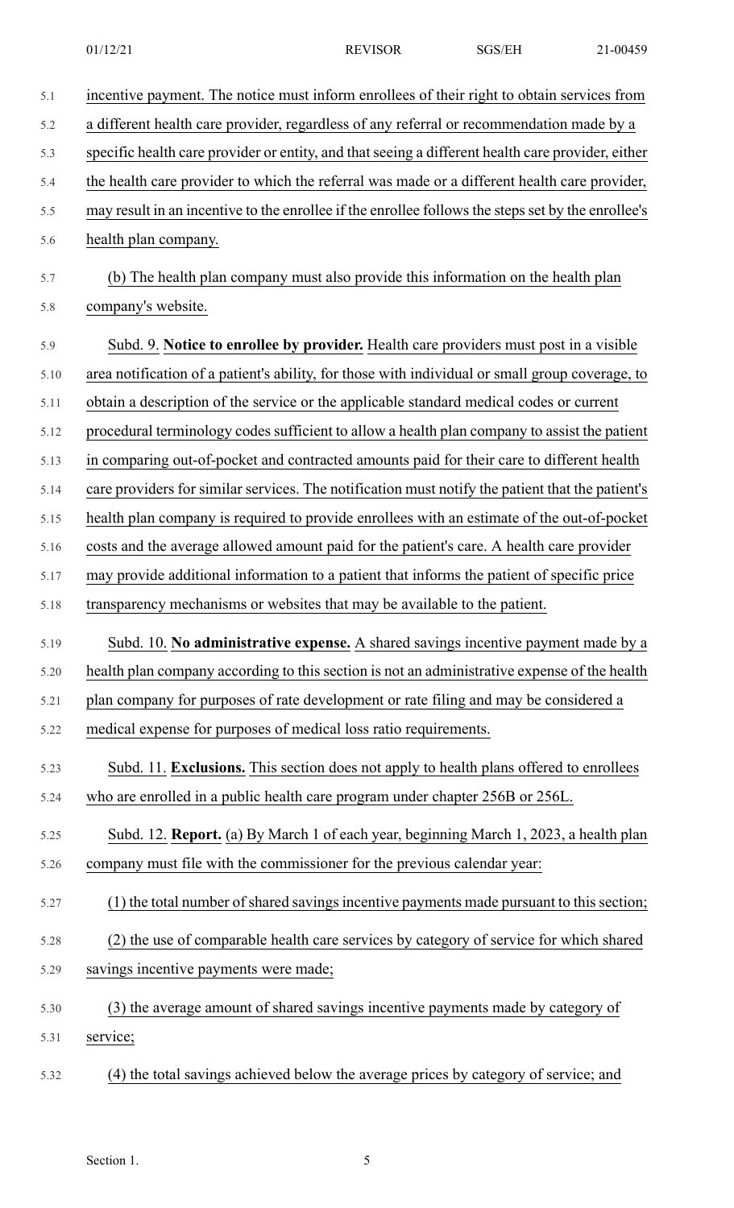incentive payment. The notice must inform enrollees of their right to obtain services from a different health care provider, regardless of any referral or recommendation made by a specific health care provider or entity, and that seeing a different health care provider, either the health care provider to which the referral was made or a different health care provider, may result in an incentive to the enrollee if the enrollee follows the steps set by the enrollee's health plan company.

(b) The health plan company must also provide this information on the health plan company's website.

Subd. 9. **Notice to enrollee by provider.** Health care providers must post in a visible area notification of a patient's ability, for those with individual or small group coverage, to obtain a description of the service or the applicable standard medical codes or current procedural terminology codes sufficient to allow a health plan company to assist the patient in comparing out-of-pocket and contracted amounts paid for their care to different health care providers for similar services. The notification must notify the patient that the patient's health plan company is required to provide enrollees with an estimate of the out-of-pocket costs and the average allowed amount paid for the patient's care. A health care provider may provide additional information to a patient that informs the patient of specific price transparency mechanisms or websites that may be available to the patient.

Subd. 10. **No administrative expense.** A shared savings incentive payment made by a health plan company according to this section is not an administrative expense of the health plan company for purposes of rate development or rate filing and may be considered a medical expense for purposes of medical loss ratio requirements.

Subd. 11. **Exclusions.** This section does not apply to health plans offered to enrollees who are enrolled in a public health care program under chapter 256B or 256L.

Subd. 12. **Report.** (a) By March 1 of each year, beginning March 1, 2023, a health plan company must file with the commissioner for the previous calendar year:

(1) the total number of shared savings incentive payments made pursuant to this section;

(2) the use of comparable health care services by category of service for which shared savings incentive payments were made;

(3) the average amount of shared savings incentive payments made by category of service;

(4) the total savings achieved below the average prices by category of service; and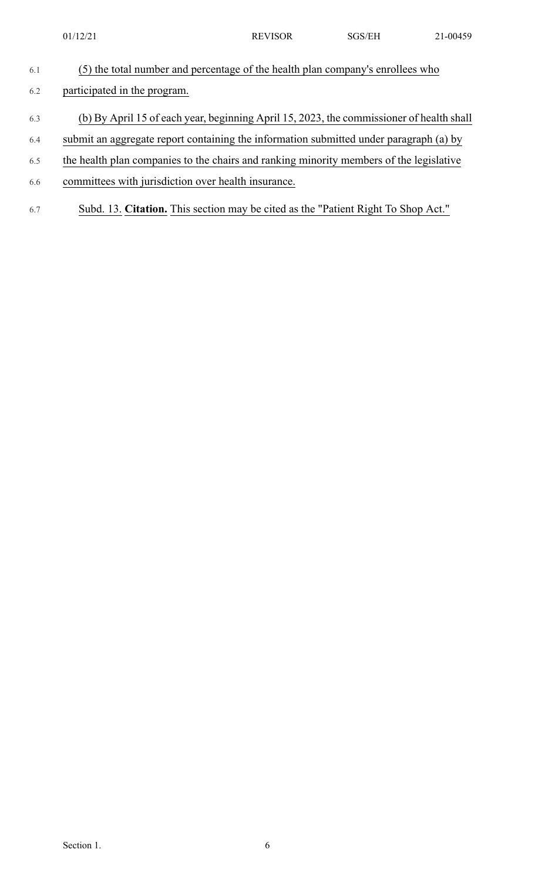(5) the total number and percentage of the health plan company's enrollees who participated in the program.

(b) By April 15 of each year, beginning April 15, 2023, the commissioner of health shall submit an aggregate report containing the information submitted under paragraph (a) by the health plan companies to the chairs and ranking minority members of the legislative committees with jurisdiction over health insurance.

Subd. 13. **Citation.** This section may be cited as the "Patient Right To Shop Act."